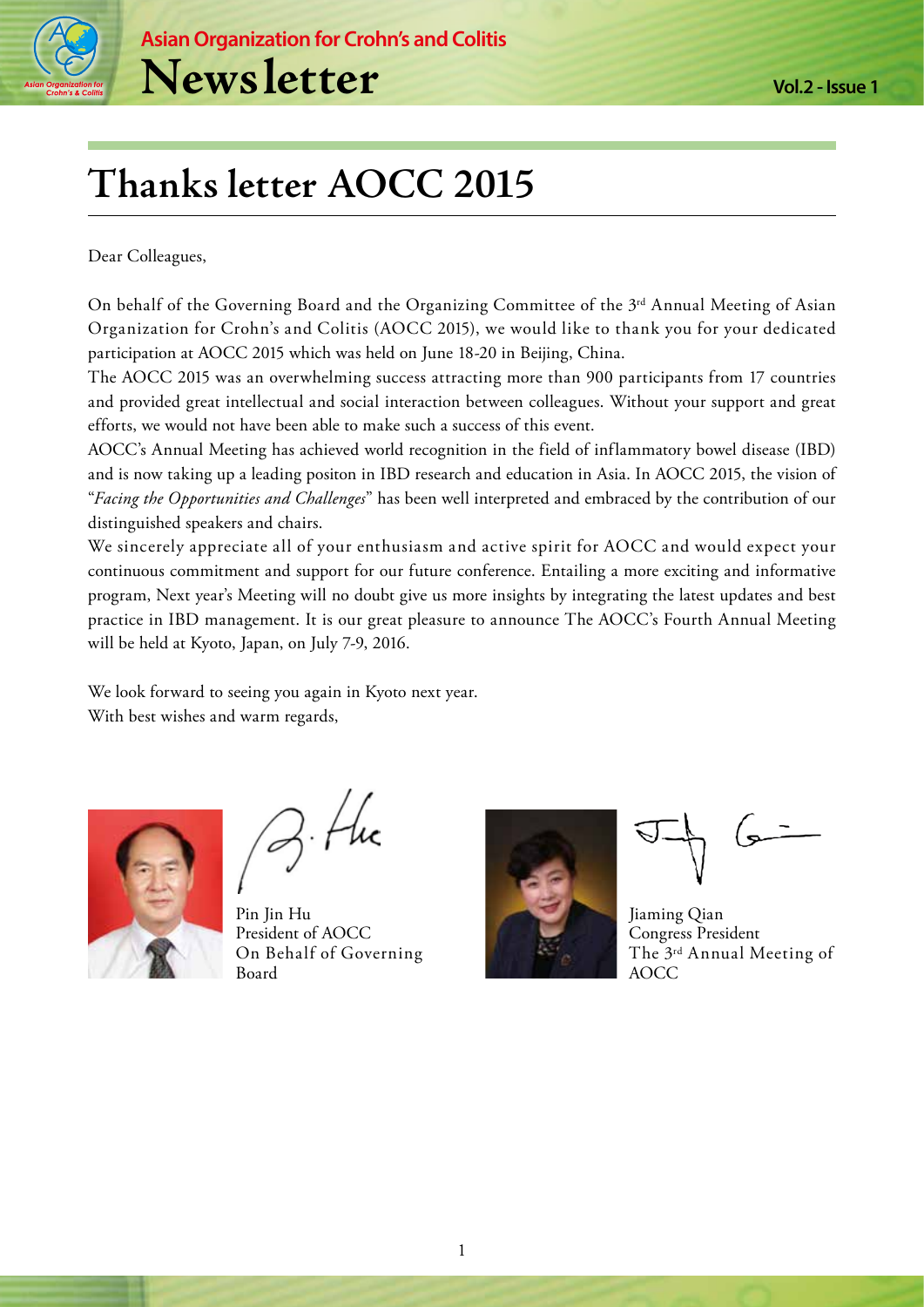# Thanks letter AOCC 2015

Dear Colleagues,

On behalf of the Governing Board and the Organizing Committee of the 3rd Annual Meeting of Asian Organization for Crohn's and Colitis (AOCC 2015), we would like to thank you for your dedicated participation at AOCC 2015 which was held on June 18-20 in Beijing, China.

The AOCC 2015 was an overwhelming success attracting more than 900 participants from 17 countries and provided great intellectual and social interaction between colleagues. Without your support and great efforts, we would not have been able to make such a success of this event.

AOCC's Annual Meeting has achieved world recognition in the field of inflammatory bowel disease (IBD) and is now taking up a leading positon in IBD research and education in Asia. In AOCC 2015, the vision of "*Facing the Opportunities and Challenges*" has been well interpreted and embraced by the contribution of our distinguished speakers and chairs.

We sincerely appreciate all of your enthusiasm and active spirit for AOCC and would expect your continuous commitment and support for our future conference. Entailing a more exciting and informative program, Next year's Meeting will no doubt give us more insights by integrating the latest updates and best practice in IBD management. It is our great pleasure to announce The AOCC's Fourth Annual Meeting will be held at Kyoto, Japan, on July 7-9, 2016.

We look forward to seeing you again in Kyoto next year.
With best wishes and warm regards,

Pin Jin Hu
President of AOCC
On Behalf of Governing Board

Jiaming Qian
Congress President
The 3rd Annual Meeting of AOCC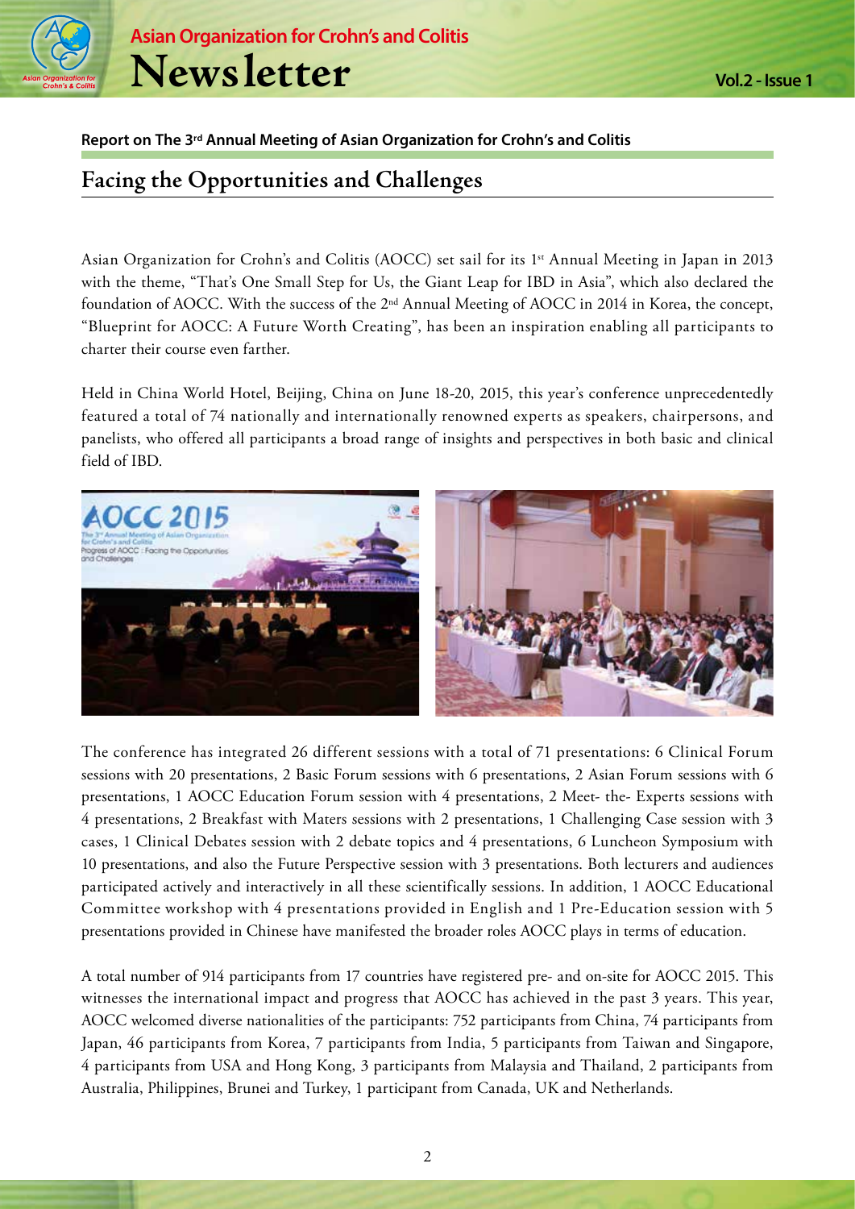**Report on The 3rd Annual Meeting of Asian Organization for Crohn's and Colitis**

## Facing the Opportunities and Challenges

Asian Organization for Crohn's and Colitis (AOCC) set sail for its 1st Annual Meeting in Japan in 2013 with the theme, "That's One Small Step for Us, the Giant Leap for IBD in Asia", which also declared the foundation of AOCC. With the success of the 2nd Annual Meeting of AOCC in 2014 in Korea, the concept, "Blueprint for AOCC: A Future Worth Creating", has been an inspiration enabling all participants to charter their course even farther.

Held in China World Hotel, Beijing, China on June 18-20, 2015, this year's conference unprecedentedly featured a total of 74 nationally and internationally renowned experts as speakers, chairpersons, and panelists, who offered all participants a broad range of insights and perspectives in both basic and clinical field of IBD.

The conference has integrated 26 different sessions with a total of 71 presentations: 6 Clinical Forum sessions with 20 presentations, 2 Basic Forum sessions with 6 presentations, 2 Asian Forum sessions with 6 presentations, 1 AOCC Education Forum session with 4 presentations, 2 Meet- the- Experts sessions with 4 presentations, 2 Breakfast with Maters sessions with 2 presentations, 1 Challenging Case session with 3 cases, 1 Clinical Debates session with 2 debate topics and 4 presentations, 6 Luncheon Symposium with 10 presentations, and also the Future Perspective session with 3 presentations. Both lecturers and audiences participated actively and interactively in all these scientifically sessions. In addition, 1 AOCC Educational Committee workshop with 4 presentations provided in English and 1 Pre-Education session with 5 presentations provided in Chinese have manifested the broader roles AOCC plays in terms of education.

A total number of 914 participants from 17 countries have registered pre- and on-site for AOCC 2015. This witnesses the international impact and progress that AOCC has achieved in the past 3 years. This year, AOCC welcomed diverse nationalities of the participants: 752 participants from China, 74 participants from Japan, 46 participants from Korea, 7 participants from India, 5 participants from Taiwan and Singapore, 4 participants from USA and Hong Kong, 3 participants from Malaysia and Thailand, 2 participants from Australia, Philippines, Brunei and Turkey, 1 participant from Canada, UK and Netherlands.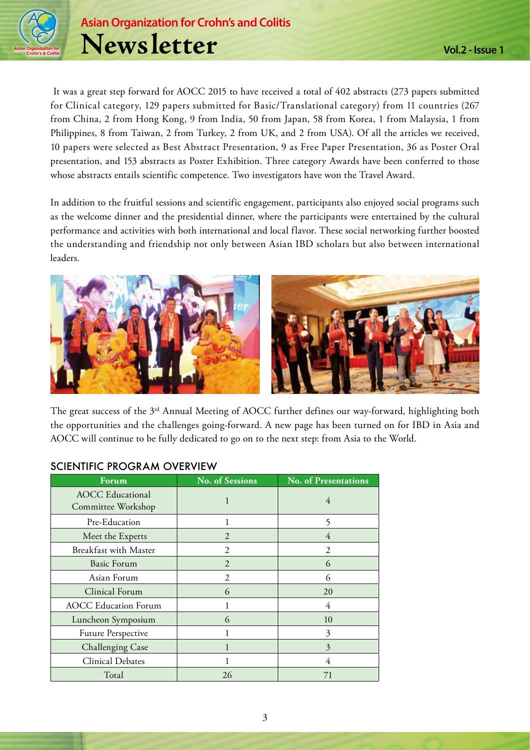It was a great step forward for AOCC 2015 to have received a total of 402 abstracts (273 papers submitted for Clinical category, 129 papers submitted for Basic/Translational category) from 11 countries (267 from China, 2 from Hong Kong, 9 from India, 50 from Japan, 58 from Korea, 1 from Malaysia, 1 from Philippines, 8 from Taiwan, 2 from Turkey, 2 from UK, and 2 from USA). Of all the articles we received, 10 papers were selected as Best Abstract Presentation, 9 as Free Paper Presentation, 36 as Poster Oral presentation, and 153 abstracts as Poster Exhibition. Three category Awards have been conferred to those whose abstracts entails scientific competence. Two investigators have won the Travel Award.

In addition to the fruitful sessions and scientific engagement, participants also enjoyed social programs such as the welcome dinner and the presidential dinner, where the participants were entertained by the cultural performance and activities with both international and local flavor. These social networking further boosted the understanding and friendship not only between Asian IBD scholars but also between international leaders.

The great success of the 3rd Annual Meeting of AOCC further defines our way-forward, highlighting both the opportunities and the challenges going-forward. A new page has been turned on for IBD in Asia and AOCC will continue to be fully dedicated to go on to the next step: from Asia to the World.

## SCIENTIFIC PROGRAM OVERVIEW

| Forum | No. of Sessions | No. of Presentations |
|---|---|---|
| AOCC Educational Committee Workshop | 1 | 4 |
| Pre-Education | 1 | 5 |
| Meet the Experts | 2 | 4 |
| Breakfast with Master | 2 | 2 |
| Basic Forum | 2 | 6 |
| Asian Forum | 2 | 6 |
| Clinical Forum | 6 | 20 |
| AOCC Education Forum | 1 | 4 |
| Luncheon Symposium | 6 | 10 |
| Future Perspective | 1 | 3 |
| Challenging Case | 1 | 3 |
| Clinical Debates | 1 | 4 |
| Total | 26 | 71 |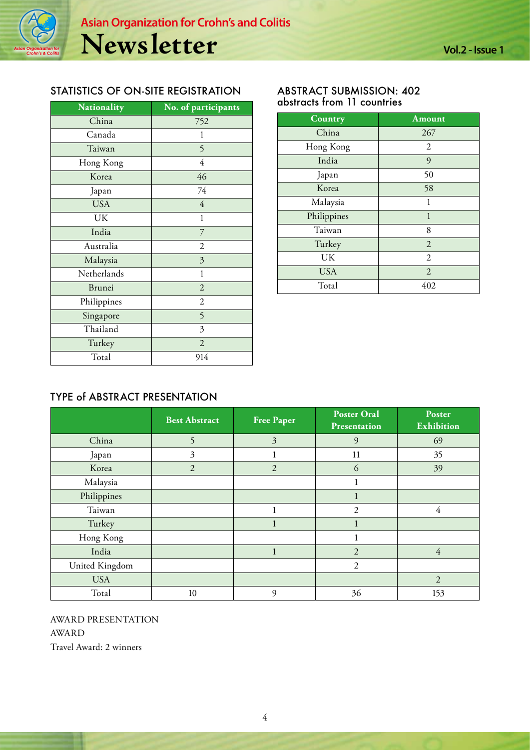## STATISTICS OF ON-SITE REGISTRATION

| Nationality | No. of participants |
|---|---|
| China | 752 |
| Canada | 1 |
| Taiwan | 5 |
| Hong Kong | 4 |
| Korea | 46 |
| Japan | 74 |
| USA | 4 |
| UK | 1 |
| India | 7 |
| Australia | 2 |
| Malaysia | 3 |
| Netherlands | 1 |
| Brunei | 2 |
| Philippines | 2 |
| Singapore | 5 |
| Thailand | 3 |
| Turkey | 2 |
| Total | 914 |

## ABSTRACT SUBMISSION: 402 abstracts from 11 countries

| Country | Amount |
|---|---|
| China | 267 |
| Hong Kong | 2 |
| India | 9 |
| Japan | 50 |
| Korea | 58 |
| Malaysia | 1 |
| Philippines | 1 |
| Taiwan | 8 |
| Turkey | 2 |
| UK | 2 |
| USA | 2 |
| Total | 402 |

## TYPE of ABSTRACT PRESENTATION

| | Best Abstract | Free Paper | Poster Oral Presentation | Poster Exhibition |
|---|---|---|---|---|
| China | 5 | 3 | 9 | 69 |
| Japan | 3 | 1 | 11 | 35 |
| Korea | 2 | 2 | 6 | 39 |
| Malaysia | | | 1 | |
| Philippines | | | 1 | |
| Taiwan | | 1 | 2 | 4 |
| Turkey | | 1 | 1 | |
| Hong Kong | | | 1 | |
| India | | 1 | 2 | 4 |
| United Kingdom | | | 2 | |
| USA | | | | 2 |
| Total | 10 | 9 | 36 | 153 |

AWARD PRESENTATION

AWARD

Travel Award: 2 winners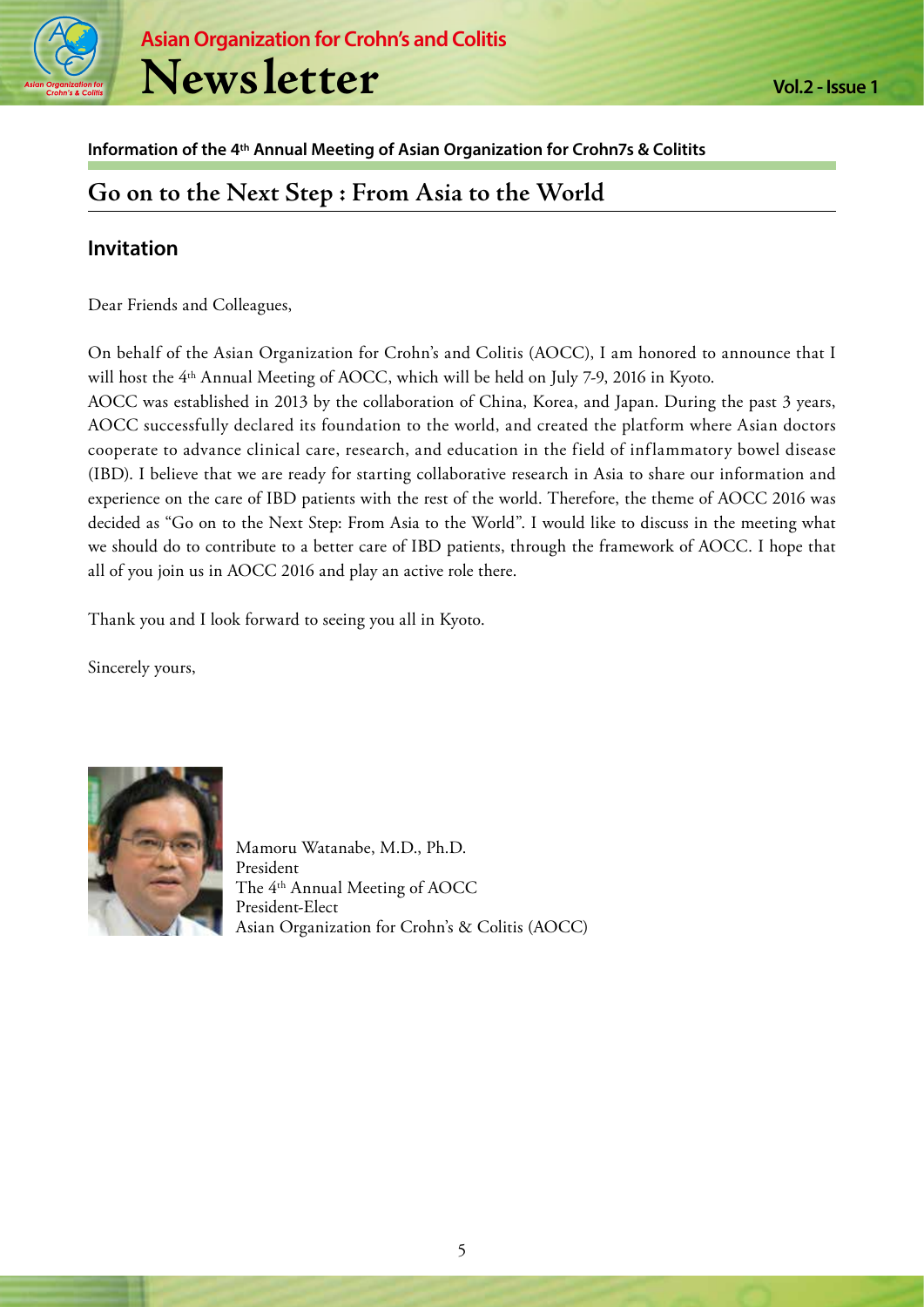**Information of the 4th Annual Meeting of Asian Organization for Crohn7s & Colitits**

# Go on to the Next Step : From Asia to the World

## Invitation

Dear Friends and Colleagues,

On behalf of the Asian Organization for Crohn's and Colitis (AOCC), I am honored to announce that I will host the 4th Annual Meeting of AOCC, which will be held on July 7-9, 2016 in Kyoto.

AOCC was established in 2013 by the collaboration of China, Korea, and Japan. During the past 3 years, AOCC successfully declared its foundation to the world, and created the platform where Asian doctors cooperate to advance clinical care, research, and education in the field of inflammatory bowel disease (IBD). I believe that we are ready for starting collaborative research in Asia to share our information and experience on the care of IBD patients with the rest of the world. Therefore, the theme of AOCC 2016 was decided as "Go on to the Next Step: From Asia to the World". I would like to discuss in the meeting what we should do to contribute to a better care of IBD patients, through the framework of AOCC. I hope that all of you join us in AOCC 2016 and play an active role there.

Thank you and I look forward to seeing you all in Kyoto.

Sincerely yours,

Mamoru Watanabe, M.D., Ph.D.
President
The 4th Annual Meeting of AOCC
President-Elect
Asian Organization for Crohn's & Colitis (AOCC)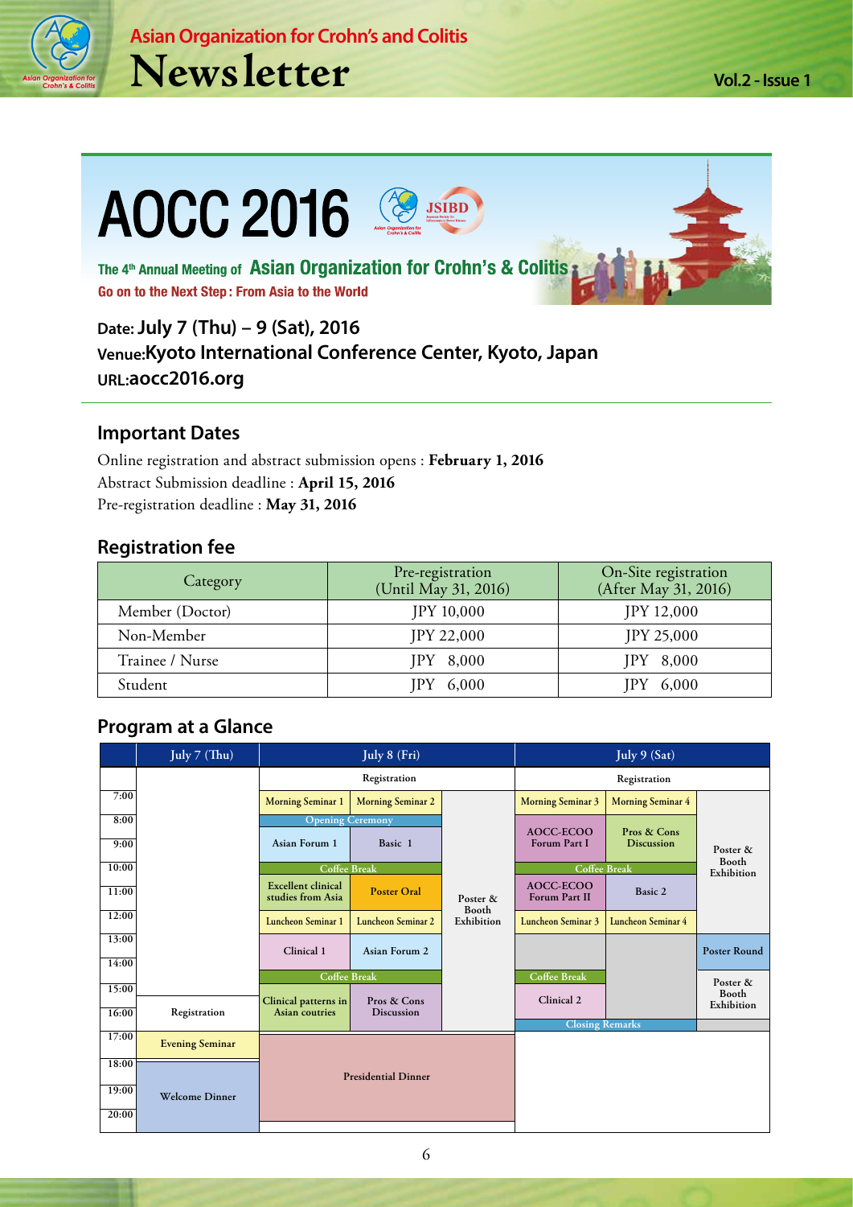# AOCC 2016

The 4th Annual Meeting of **Asian Organization for Crohn's & Colitis**

**Go on to the Next Step : From Asia to the World**

**Date: July 7 (Thu) – 9 (Sat), 2016**
**Venue: Kyoto International Conference Center, Kyoto, Japan**
**URL: aocc2016.org**

## Important Dates

Online registration and abstract submission opens : **February 1, 2016**
Abstract Submission deadline : **April 15, 2016**
Pre-registration deadline : **May 31, 2016**

## Registration fee

| Category | Pre-registration (Until May 31, 2016) | On-Site registration (After May 31, 2016) |
|---|---|---|
| Member (Doctor) | JPY 10,000 | JPY 12,000 |
| Non-Member | JPY 22,000 | JPY 25,000 |
| Trainee / Nurse | JPY 8,000 | JPY 8,000 |
| Student | JPY 6,000 | JPY 6,000 |

## Program at a Glance

| Time | July 7 (Thu) | July 8 (Fri) | | | July 9 (Sat) | | |
|---|---|---|---|---|---|---|---|
| | | Registration | | | Registration | | |
| 7:00 | | Morning Seminar 1 | Morning Seminar 2 | Poster & Booth Exhibition | Morning Seminar 3 | Morning Seminar 4 | Poster & Booth Exhibition |
| 8:00 | | Opening Ceremony | | | AOCC-ECOO Forum Part I | Pros & Cons Discussion | |
| 9:00 | | Asian Forum 1 | Basic 1 | | | | |
| 10:00 | | Coffee Break | | | Coffee Break | | |
| 11:00 | | Excellent clinical studies from Asia | Poster Oral | | AOCC-ECOO Forum Part II | Basic 2 | |
| 12:00 | | Luncheon Seminar 1 | Luncheon Seminar 2 | | Luncheon Seminar 3 | Luncheon Seminar 4 | |
| 13:00 | | Clinical 1 | Asian Forum 2 | | | | Poster Round |
| 14:00 | | Coffee Break | | | Coffee Break | | Poster & Booth Exhibition |
| 15:00 | | Clinical patterns in Asian coutries | Pros & Cons Discussion | | Clinical 2 | | |
| 16:00 | Registration | | | | Closing Remarks | | |
| 17:00 | Evening Seminar | Presidential Dinner | | | | | |
| 18:00 | Welcome Dinner | | | | | | |
| 19:00 | | | | | | | |
| 20:00 | | | | | | | |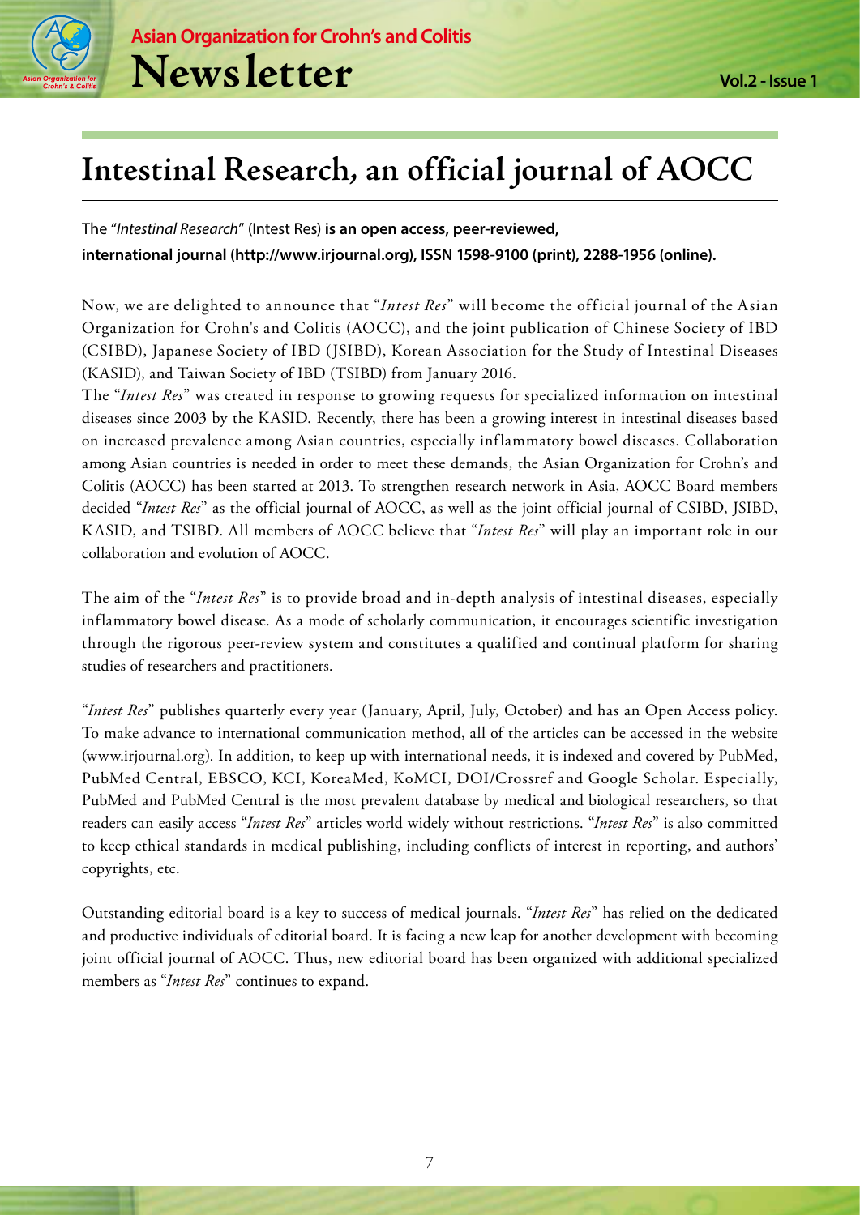# Intestinal Research, an official journal of AOCC

The "*Intestinal Research*" (Intest Res) **is an open access, peer-reviewed, international journal (http://www.irjournal.org), ISSN 1598-9100 (print), 2288-1956 (online).**

Now, we are delighted to announce that "*Intest Res*" will become the official journal of the Asian Organization for Crohn's and Colitis (AOCC), and the joint publication of Chinese Society of IBD (CSIBD), Japanese Society of IBD (JSIBD), Korean Association for the Study of Intestinal Diseases (KASID), and Taiwan Society of IBD (TSIBD) from January 2016.

The "*Intest Res*" was created in response to growing requests for specialized information on intestinal diseases since 2003 by the KASID. Recently, there has been a growing interest in intestinal diseases based on increased prevalence among Asian countries, especially inflammatory bowel diseases. Collaboration among Asian countries is needed in order to meet these demands, the Asian Organization for Crohn's and Colitis (AOCC) has been started at 2013. To strengthen research network in Asia, AOCC Board members decided "*Intest Res*" as the official journal of AOCC, as well as the joint official journal of CSIBD, JSIBD, KASID, and TSIBD. All members of AOCC believe that "*Intest Res*" will play an important role in our collaboration and evolution of AOCC.

The aim of the "*Intest Res*" is to provide broad and in-depth analysis of intestinal diseases, especially inflammatory bowel disease. As a mode of scholarly communication, it encourages scientific investigation through the rigorous peer-review system and constitutes a qualified and continual platform for sharing studies of researchers and practitioners.

"*Intest Res*" publishes quarterly every year (January, April, July, October) and has an Open Access policy. To make advance to international communication method, all of the articles can be accessed in the website (www.irjournal.org). In addition, to keep up with international needs, it is indexed and covered by PubMed, PubMed Central, EBSCO, KCI, KoreaMed, KoMCI, DOI/Crossref and Google Scholar. Especially, PubMed and PubMed Central is the most prevalent database by medical and biological researchers, so that readers can easily access "*Intest Res*" articles world widely without restrictions. "*Intest Res*" is also committed to keep ethical standards in medical publishing, including conflicts of interest in reporting, and authors' copyrights, etc.

Outstanding editorial board is a key to success of medical journals. "*Intest Res*" has relied on the dedicated and productive individuals of editorial board. It is facing a new leap for another development with becoming joint official journal of AOCC. Thus, new editorial board has been organized with additional specialized members as "*Intest Res*" continues to expand.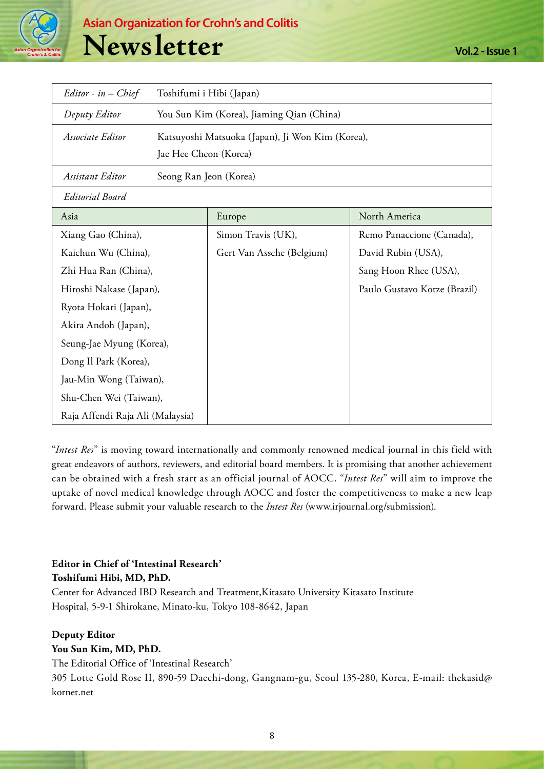| *Editor - in – Chief* | Toshifumi i Hibi (Japan) | |
|---|---|---|
| *Deputy Editor* | You Sun Kim (Korea), Jiaming Qian (China) | |
| *Associate Editor* | Katsuyoshi Matsuoka (Japan), Ji Won Kim (Korea), Jae Hee Cheon (Korea) | |
| *Assistant Editor* | Seong Ran Jeon (Korea) | |
| *Editorial Board* | | |
| Asia | Europe | North America |
| Xiang Gao (China), | Simon Travis (UK), | Remo Panaccione (Canada), |
| Kaichun Wu (China), | Gert Van Assche (Belgium) | David Rubin (USA), |
| Zhi Hua Ran (China), | | Sang Hoon Rhee (USA), |
| Hiroshi Nakase (Japan), | | Paulo Gustavo Kotze (Brazil) |
| Ryota Hokari (Japan), | | |
| Akira Andoh (Japan), | | |
| Seung-Jae Myung (Korea), | | |
| Dong Il Park (Korea), | | |
| Jau-Min Wong (Taiwan), | | |
| Shu-Chen Wei (Taiwan), | | |
| Raja Affendi Raja Ali (Malaysia) | | |

"*Intest Res*" is moving toward internationally and commonly renowned medical journal in this field with great endeavors of authors, reviewers, and editorial board members. It is promising that another achievement can be obtained with a fresh start as an official journal of AOCC. "*Intest Res*" will aim to improve the uptake of novel medical knowledge through AOCC and foster the competitiveness to make a new leap forward. Please submit your valuable research to the *Intest Res* (www.irjournal.org/submission).

**Editor in Chief of 'Intestinal Research'**
**Toshifumi Hibi, MD, PhD.**
Center for Advanced IBD Research and Treatment,Kitasato University Kitasato Institute Hospital, 5-9-1 Shirokane, Minato-ku, Tokyo 108-8642, Japan

**Deputy Editor**
**You Sun Kim, MD, PhD.**
The Editorial Office of 'Intestinal Research'
305 Lotte Gold Rose II, 890-59 Daechi-dong, Gangnam-gu, Seoul 135-280, Korea, E-mail: thekasid@kornet.net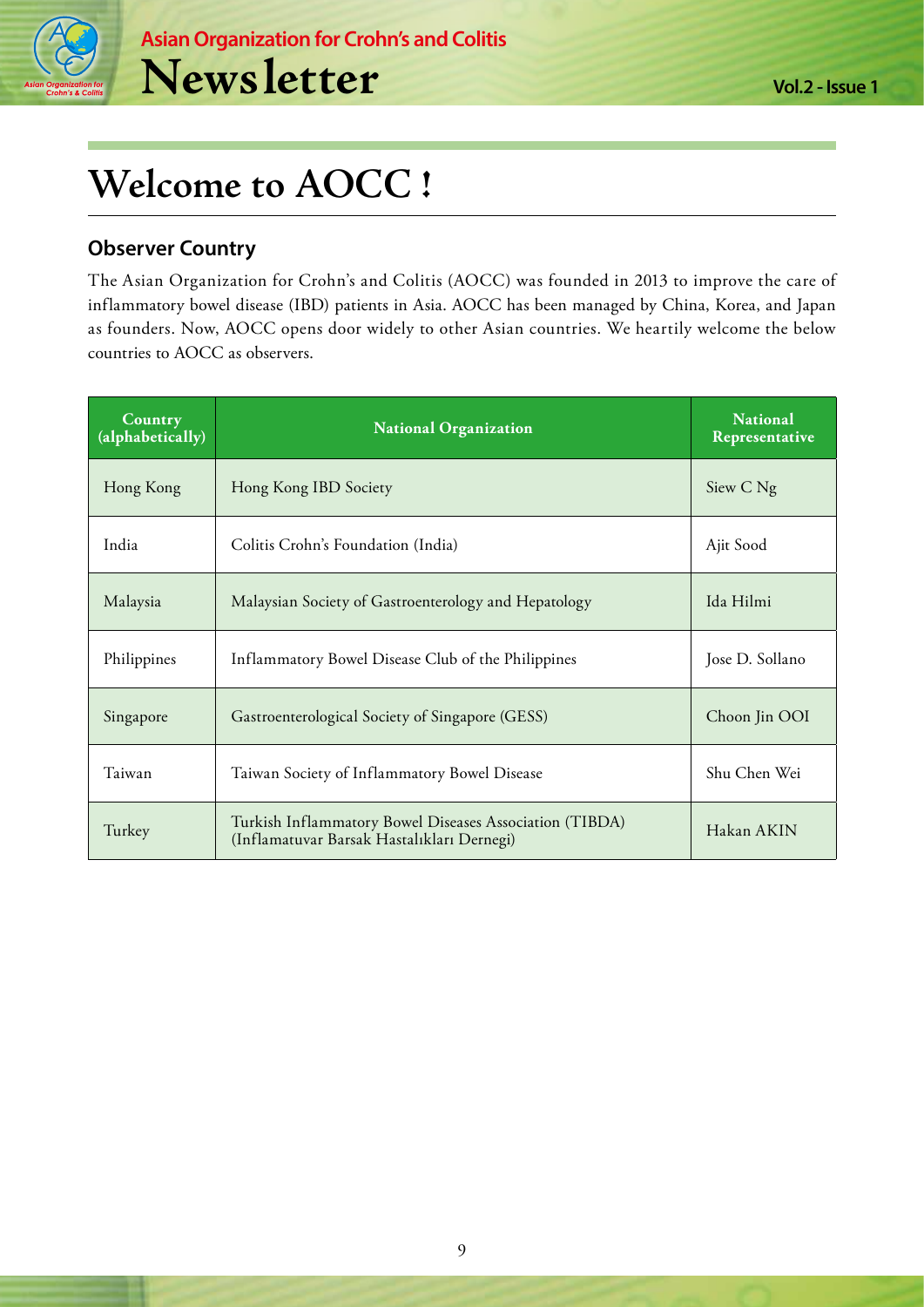# Welcome to AOCC !

## Observer Country

The Asian Organization for Crohn's and Colitis (AOCC) was founded in 2013 to improve the care of inflammatory bowel disease (IBD) patients in Asia. AOCC has been managed by China, Korea, and Japan as founders. Now, AOCC opens door widely to other Asian countries. We heartily welcome the below countries to AOCC as observers.

| Country (alphabetically) | National Organization | National Representative |
|---|---|---|
| Hong Kong | Hong Kong IBD Society | Siew C Ng |
| India | Colitis Crohn's Foundation (India) | Ajit Sood |
| Malaysia | Malaysian Society of Gastroenterology and Hepatology | Ida Hilmi |
| Philippines | Inflammatory Bowel Disease Club of the Philippines | Jose D. Sollano |
| Singapore | Gastroenterological Society of Singapore (GESS) | Choon Jin OOI |
| Taiwan | Taiwan Society of Inflammatory Bowel Disease | Shu Chen Wei |
| Turkey | Turkish Inflammatory Bowel Diseases Association (TIBDA) (Inflamatuvar Barsak Hastalıkları Dernegi) | Hakan AKIN |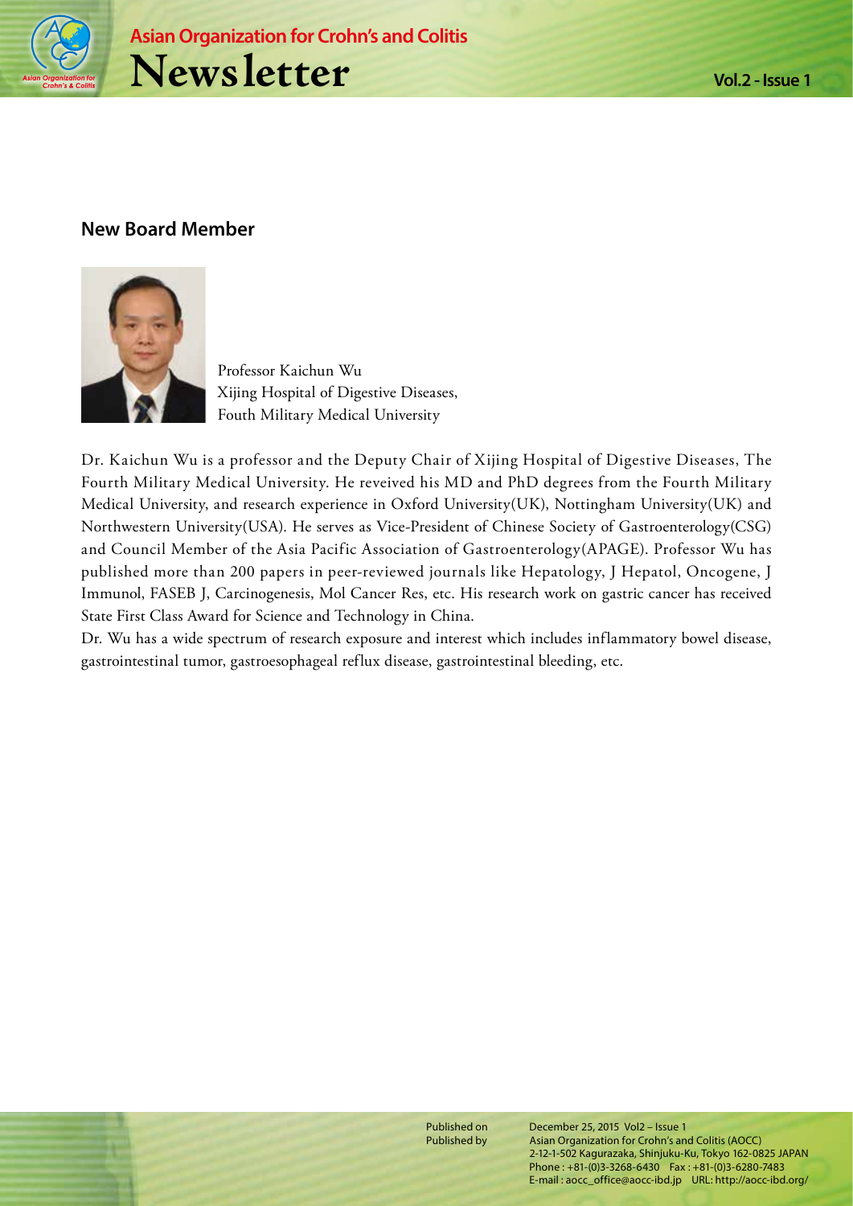## New Board Member

Professor Kaichun Wu
Xijing Hospital of Digestive Diseases,
Fouth Military Medical University

Dr. Kaichun Wu is a professor and the Deputy Chair of Xijing Hospital of Digestive Diseases, The Fourth Military Medical University. He reveived his MD and PhD degrees from the Fourth Military Medical University, and research experience in Oxford University(UK), Nottingham University(UK) and Northwestern University(USA). He serves as Vice-President of Chinese Society of Gastroenterology(CSG) and Council Member of the Asia Pacific Association of Gastroenterology(APAGE). Professor Wu has published more than 200 papers in peer-reviewed journals like Hepatology, J Hepatol, Oncogene, J Immunol, FASEB J, Carcinogenesis, Mol Cancer Res, etc. His research work on gastric cancer has received State First Class Award for Science and Technology in China.

Dr. Wu has a wide spectrum of research exposure and interest which includes inflammatory bowel disease, gastrointestinal tumor, gastroesophageal reflux disease, gastrointestinal bleeding, etc.

Published on December 25, 2015 Vol2 – Issue 1
Published by Asian Organization for Crohn's and Colitis (AOCC)
2-12-1-502 Kagurazaka, Shinjuku-Ku, Tokyo 162-0825 JAPAN
Phone : +81-(0)3-3268-6430 Fax : +81-(0)3-6280-7483
E-mail : aocc_office@aocc-ibd.jp URL: http://aocc-ibd.org/